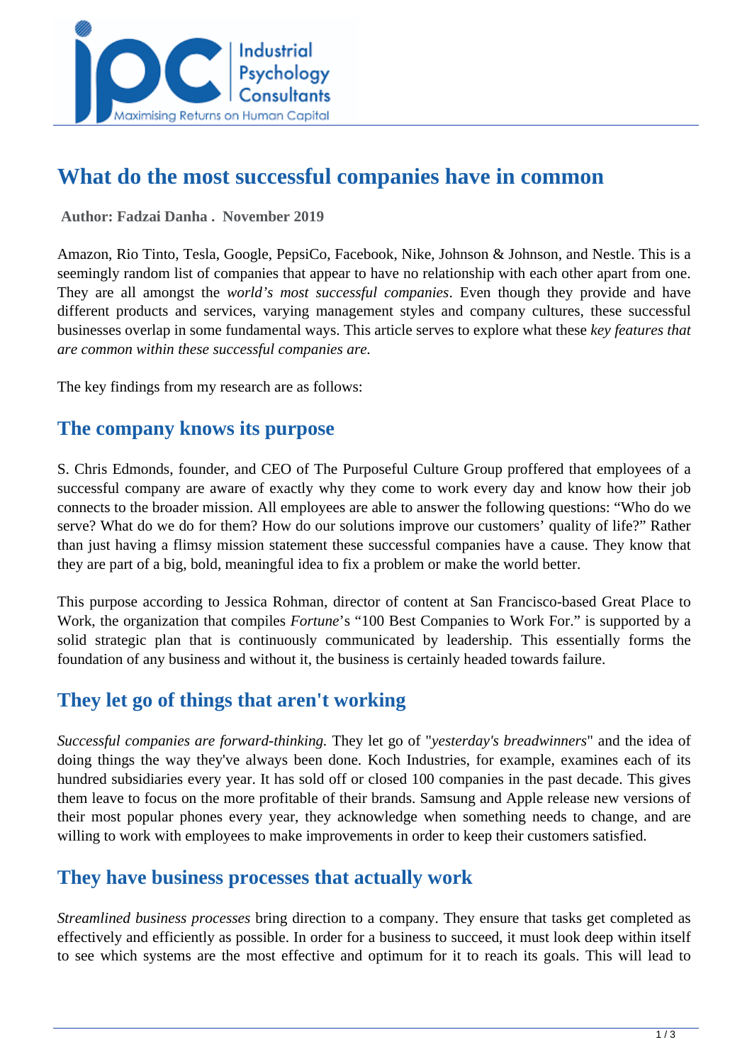# What do the most successful companies have in common

**Author: Fadzai Danha . November 2019**

Amazon, Rio Tinto, Tesla, Google, PepsiCo, Facebook, Nike, Johnson & Johnson, and Nestle. This is a seemingly random list of companies that appear to have no relationship with each other apart from one. They are all amongst the *world's most successful companies*. Even though they provide and have different products and services, varying management styles and company cultures, these successful businesses overlap in some fundamental ways. This article serves to explore what these *key features that are common within these successful companies are.*

The key findings from my research are as follows:

## The company knows its purpose

S. Chris Edmonds, founder, and CEO of The Purposeful Culture Group proffered that employees of a successful company are aware of exactly why they come to work every day and know how their job connects to the broader mission. All employees are able to answer the following questions: "Who do we serve? What do we do for them? How do our solutions improve our customers' quality of life?" Rather than just having a flimsy mission statement these successful companies have a cause. They know that they are part of a big, bold, meaningful idea to fix a problem or make the world better.

This purpose according to Jessica Rohman, director of content at San Francisco-based Great Place to Work, the organization that compiles *Fortune*'s "100 Best Companies to Work For." is supported by a solid strategic plan that is continuously communicated by leadership. This essentially forms the foundation of any business and without it, the business is certainly headed towards failure.

## They let go of things that aren't working

*Successful companies are forward-thinking.* They let go of "*yesterday's breadwinners*" and the idea of doing things the way they've always been done. Koch Industries, for example, examines each of its hundred subsidiaries every year. It has sold off or closed 100 companies in the past decade. This gives them leave to focus on the more profitable of their brands. Samsung and Apple release new versions of their most popular phones every year, they acknowledge when something needs to change, and are willing to work with employees to make improvements in order to keep their customers satisfied.

## They have business processes that actually work

*Streamlined business processes* bring direction to a company. They ensure that tasks get completed as effectively and efficiently as possible. In order for a business to succeed, it must look deep within itself to see which systems are the most effective and optimum for it to reach its goals. This will lead to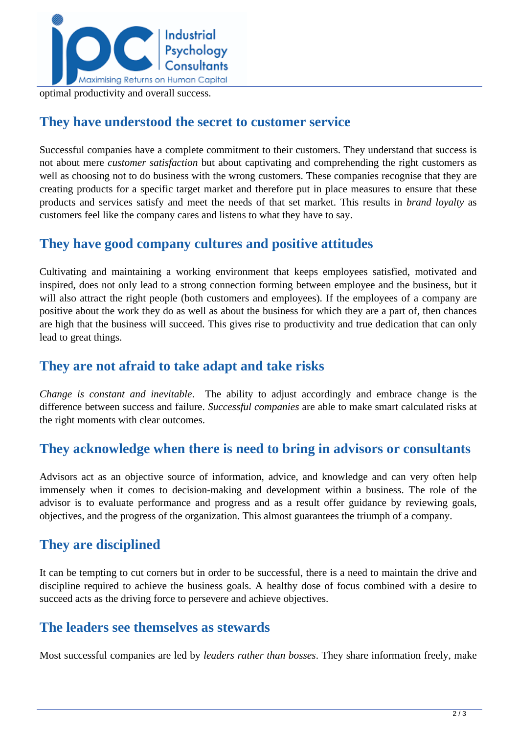optimal productivity and overall success.

## They have understood the secret to customer service

Successful companies have a complete commitment to their customers. They understand that success is not about mere *customer satisfaction* but about captivating and comprehending the right customers as well as choosing not to do business with the wrong customers. These companies recognise that they are creating products for a specific target market and therefore put in place measures to ensure that these products and services satisfy and meet the needs of that set market. This results in *brand loyalty* as customers feel like the company cares and listens to what they have to say.

## They have good company cultures and positive attitudes

Cultivating and maintaining a working environment that keeps employees satisfied, motivated and inspired, does not only lead to a strong connection forming between employee and the business, but it will also attract the right people (both customers and employees). If the employees of a company are positive about the work they do as well as about the business for which they are a part of, then chances are high that the business will succeed. This gives rise to productivity and true dedication that can only lead to great things.

## They are not afraid to take adapt and take risks

*Change is constant and inevitable*. The ability to adjust accordingly and embrace change is the difference between success and failure. *Successful companies* are able to make smart calculated risks at the right moments with clear outcomes.

## They acknowledge when there is need to bring in advisors or consultants

Advisors act as an objective source of information, advice, and knowledge and can very often help immensely when it comes to decision-making and development within a business. The role of the advisor is to evaluate performance and progress and as a result offer guidance by reviewing goals, objectives, and the progress of the organization. This almost guarantees the triumph of a company.

## They are disciplined

It can be tempting to cut corners but in order to be successful, there is a need to maintain the drive and discipline required to achieve the business goals. A healthy dose of focus combined with a desire to succeed acts as the driving force to persevere and achieve objectives.

## The leaders see themselves as stewards

Most successful companies are led by *leaders rather than bosses*. They share information freely, make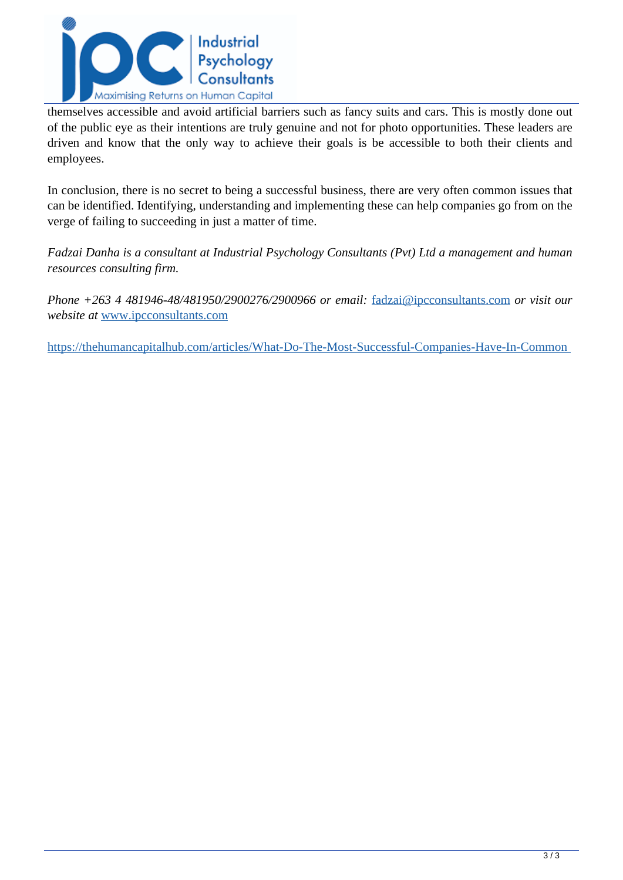themselves accessible and avoid artificial barriers such as fancy suits and cars. This is mostly done out of the public eye as their intentions are truly genuine and not for photo opportunities. These leaders are driven and know that the only way to achieve their goals is be accessible to both their clients and employees.

In conclusion, there is no secret to being a successful business, there are very often common issues that can be identified. Identifying, understanding and implementing these can help companies go from on the verge of failing to succeeding in just a matter of time.

*Fadzai Danha is a consultant at Industrial Psychology Consultants (Pvt) Ltd a management and human resources consulting firm.*

*Phone +263 4 481946-48/481950/2900276/2900966 or email:* [fadzai@ipcconsultants.com](mailto:fadzai@ipcconsultants.com) *or visit our website at* [www.ipcconsultants.com](http://www.ipcconsultants.com)

[https://thehumancapitalhub.com/articles/What-Do-The-Most-Successful-Companies-Have-In-Common](https://thehumancapitalhub.com/articles/What-Do-The-Most-Successful-Companies-Have-In-Common)